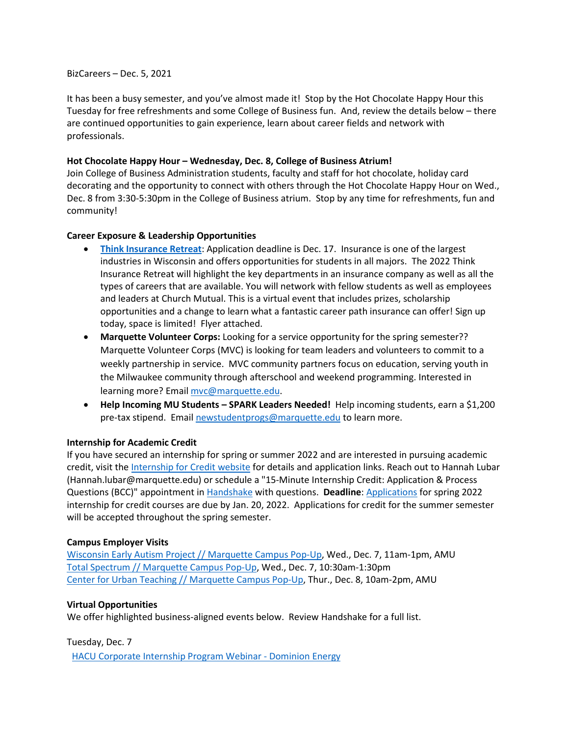BizCareers – Dec. 5, 2021

It has been a busy semester, and you've almost made it! Stop by the Hot Chocolate Happy Hour this Tuesday for free refreshments and some College of Business fun. And, review the details below – there are continued opportunities to gain experience, learn about career fields and network with professionals.

**Hot Chocolate Happy Hour – Wednesday, Dec. 8, College of Business Atrium!**
Join College of Business Administration students, faculty and staff for hot chocolate, holiday card decorating and the opportunity to connect with others through the Hot Chocolate Happy Hour on Wed., Dec. 8 from 3:30-5:30pm in the College of Business atrium. Stop by any time for refreshments, fun and community!

**Career Exposure & Leadership Opportunities**

- **Think Insurance Retreat**: Application deadline is Dec. 17. Insurance is one of the largest industries in Wisconsin and offers opportunities for students in all majors. The 2022 Think Insurance Retreat will highlight the key departments in an insurance company as well as all the types of careers that are available. You will network with fellow students as well as employees and leaders at Church Mutual. This is a virtual event that includes prizes, scholarship opportunities and a change to learn what a fantastic career path insurance can offer! Sign up today, space is limited! Flyer attached.
- **Marquette Volunteer Corps:** Looking for a service opportunity for the spring semester?? Marquette Volunteer Corps (MVC) is looking for team leaders and volunteers to commit to a weekly partnership in service. MVC community partners focus on education, serving youth in the Milwaukee community through afterschool and weekend programming. Interested in learning more? Email mvc@marquette.edu.
- **Help Incoming MU Students – SPARK Leaders Needed!** Help incoming students, earn a $1,200 pre-tax stipend. Email newstudentprogs@marquette.edu to learn more.

**Internship for Academic Credit**
If you have secured an internship for spring or summer 2022 and are interested in pursuing academic credit, visit the Internship for Credit website for details and application links. Reach out to Hannah Lubar (Hannah.lubar@marquette.edu) or schedule a "15-Minute Internship Credit: Application & Process Questions (BCC)" appointment in Handshake with questions. **Deadline**: Applications for spring 2022 internship for credit courses are due by Jan. 20, 2022. Applications for credit for the summer semester will be accepted throughout the spring semester.

**Campus Employer Visits**
Wisconsin Early Autism Project // Marquette Campus Pop-Up, Wed., Dec. 7, 11am-1pm, AMU
Total Spectrum // Marquette Campus Pop-Up, Wed., Dec. 7, 10:30am-1:30pm
Center for Urban Teaching // Marquette Campus Pop-Up, Thur., Dec. 8, 10am-2pm, AMU

**Virtual Opportunities**
We offer highlighted business-aligned events below. Review Handshake for a full list.

Tuesday, Dec. 7
HACU Corporate Internship Program Webinar - Dominion Energy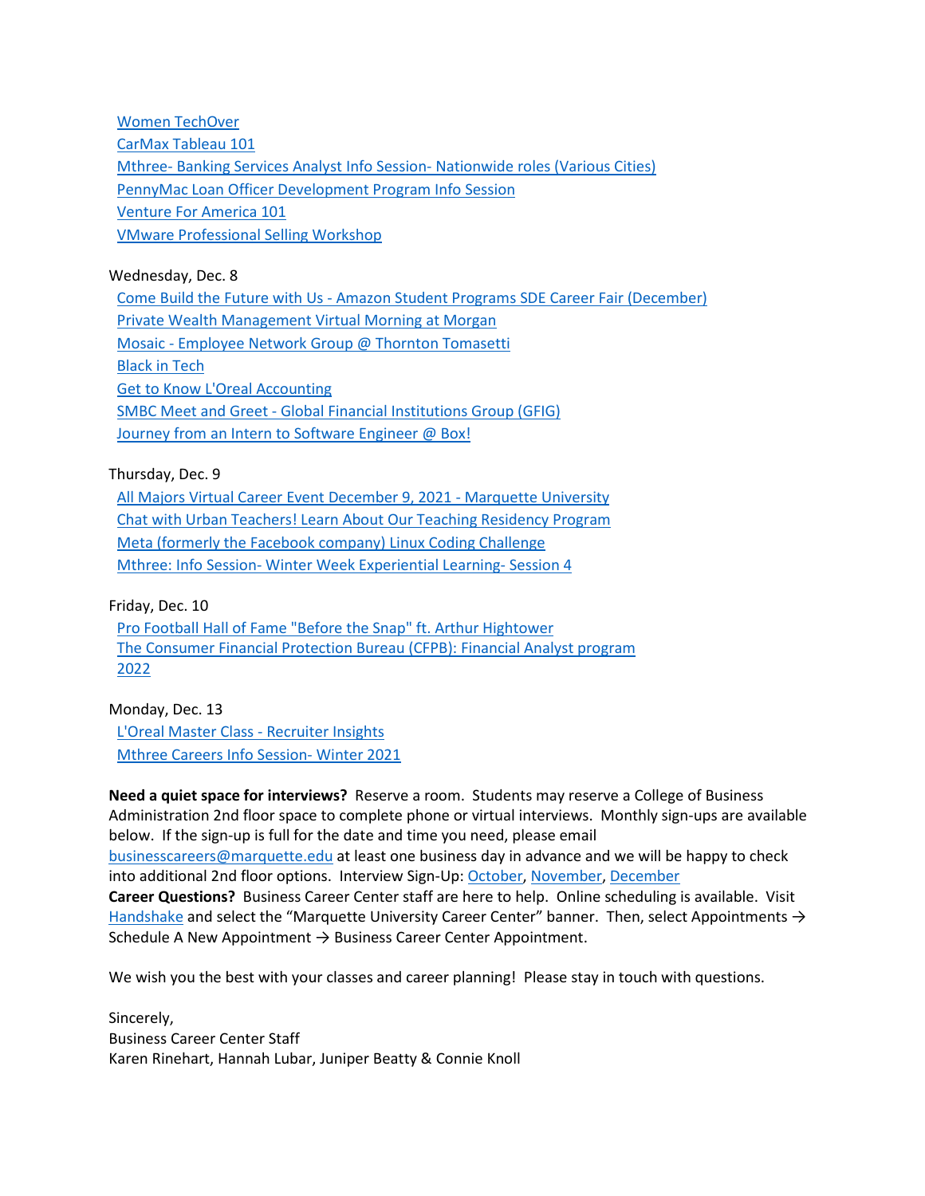[Women TechOver]
[CarMax Tableau 101]
[Mthree- Banking Services Analyst Info Session- Nationwide roles (Various Cities)]
[PennyMac Loan Officer Development Program Info Session]
[Venture For America 101]
[VMware Professional Selling Workshop]

Wednesday, Dec. 8

Come Build the Future with Us - Amazon Student Programs SDE Career Fair (December)
Private Wealth Management Virtual Morning at Morgan
Mosaic - Employee Network Group @ Thornton Tomasetti
Black in Tech
Get to Know L'Oreal Accounting
SMBC Meet and Greet - Global Financial Institutions Group (GFIG)
Journey from an Intern to Software Engineer @ Box!

Thursday, Dec. 9

All Majors Virtual Career Event December 9, 2021 - Marquette University
Chat with Urban Teachers! Learn About Our Teaching Residency Program
Meta (formerly the Facebook company) Linux Coding Challenge
Mthree: Info Session- Winter Week Experiential Learning- Session 4

Friday, Dec. 10

Pro Football Hall of Fame "Before the Snap" ft. Arthur Hightower
The Consumer Financial Protection Bureau (CFPB): Financial Analyst program 2022

Monday, Dec. 13

L'Oreal Master Class - Recruiter Insights
Mthree Careers Info Session- Winter 2021

**Need a quiet space for interviews?** Reserve a room. Students may reserve a College of Business Administration 2nd floor space to complete phone or virtual interviews. Monthly sign-ups are available below. If the sign-up is full for the date and time you need, please email businesscareers@marquette.edu at least one business day in advance and we will be happy to check into additional 2nd floor options. Interview Sign-Up: October, November, December
**Career Questions?** Business Career Center staff are here to help. Online scheduling is available. Visit Handshake and select the "Marquette University Career Center" banner. Then, select Appointments → Schedule A New Appointment → Business Career Center Appointment.

We wish you the best with your classes and career planning! Please stay in touch with questions.

Sincerely,
Business Career Center Staff
Karen Rinehart, Hannah Lubar, Juniper Beatty & Connie Knoll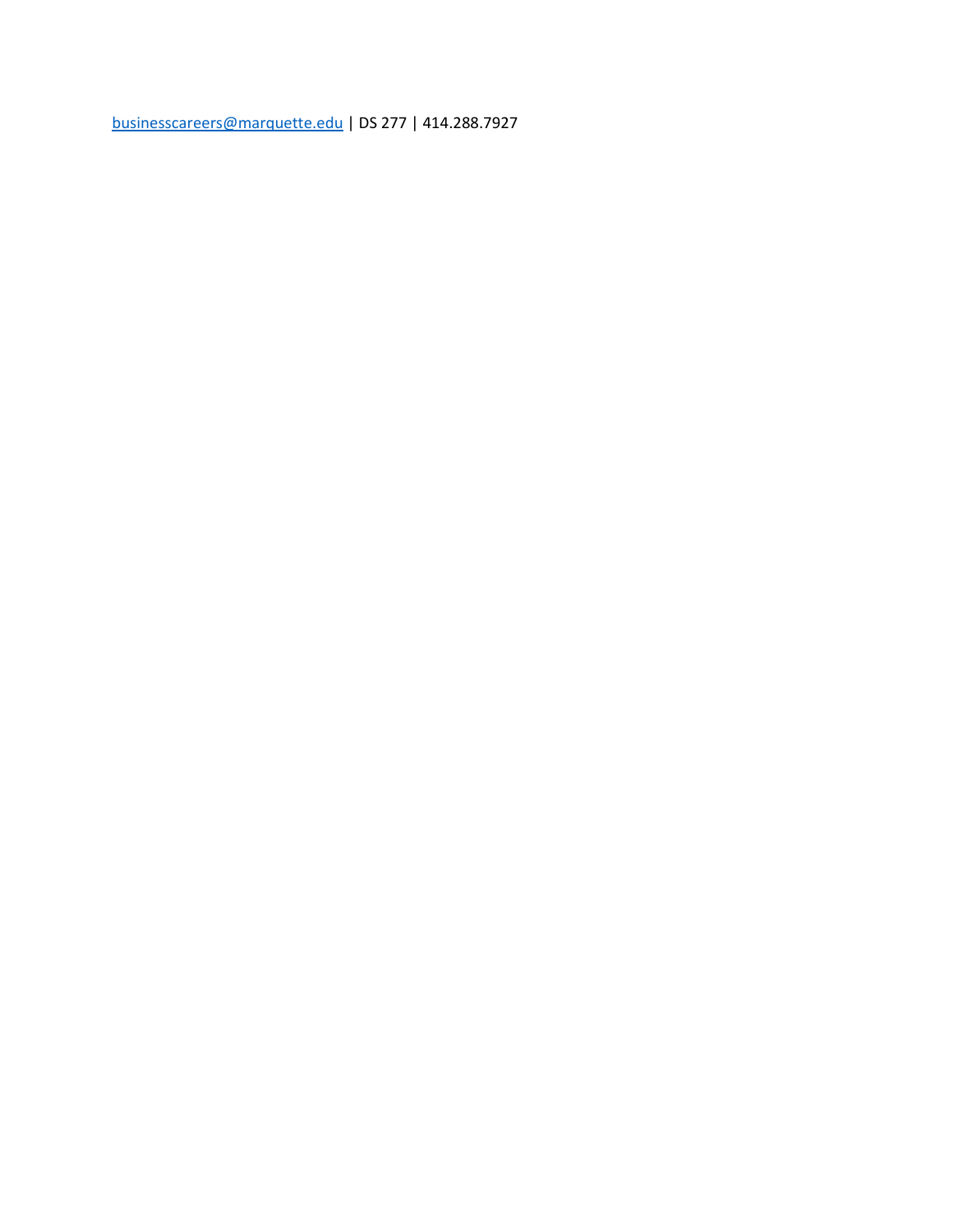[businesscareers@marquette.edu](mailto:businesscareers@marquette.edu) | DS 277 | 414.288.7927